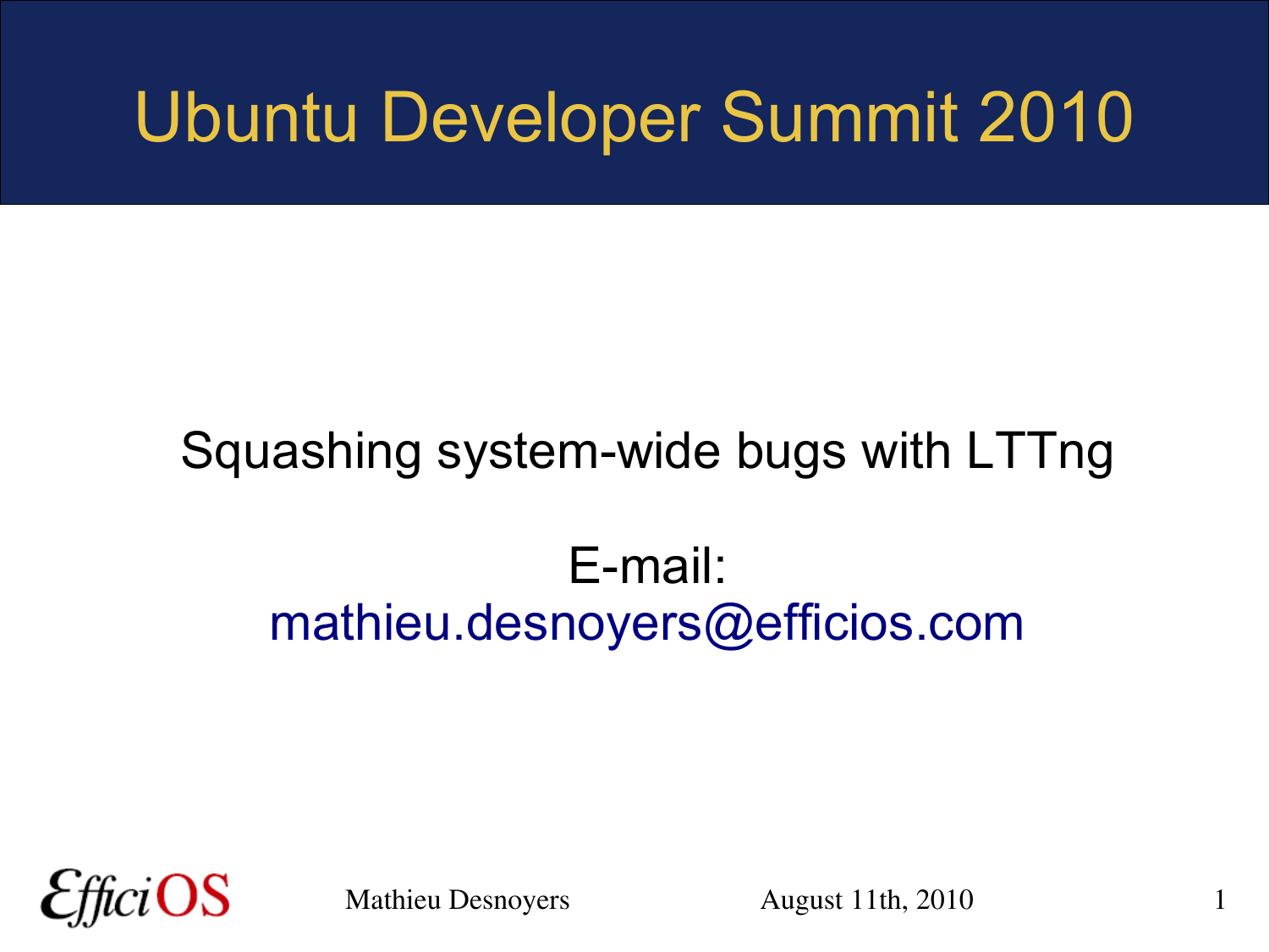# Ubuntu Developer Summit 2010

Squashing system-wide bugs with LTTng

E-mail:
mathieu.desnoyers@efficios.com

EfficiOS

Mathieu Desnoyers

August 11th, 2010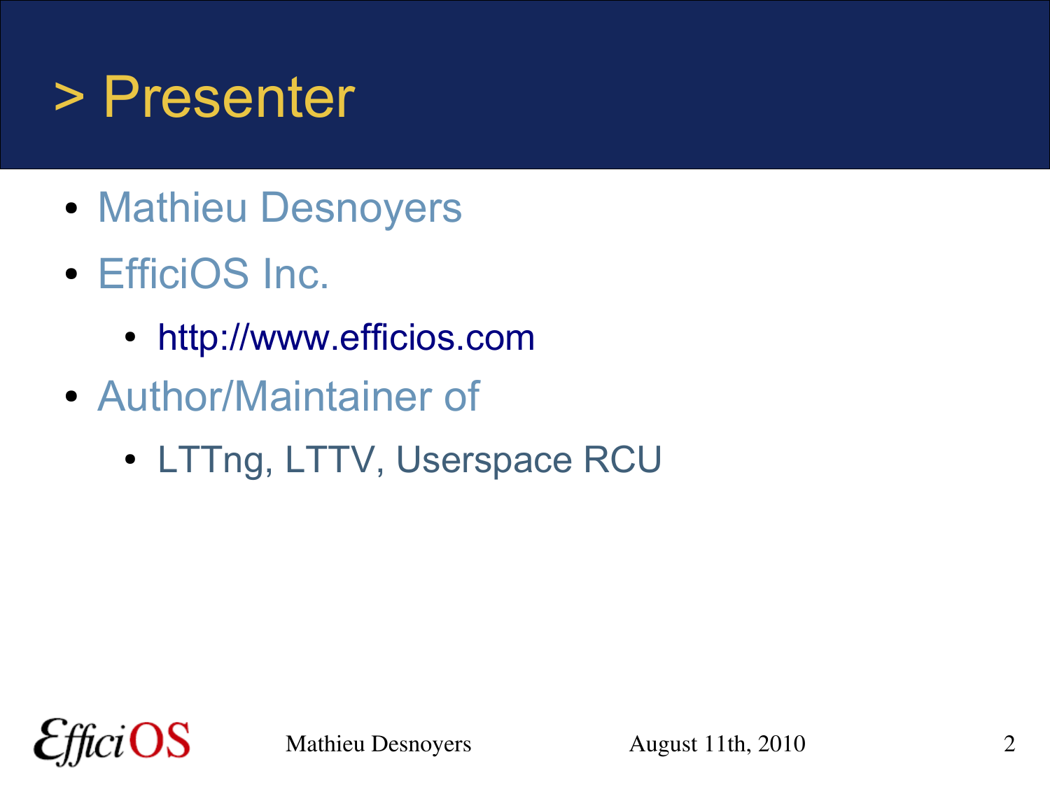# > Presenter

- Mathieu Desnoyers
- EfficiOS Inc.
  - http://www.efficios.com
- Author/Maintainer of
  - LTTng, LTTV, Userspace RCU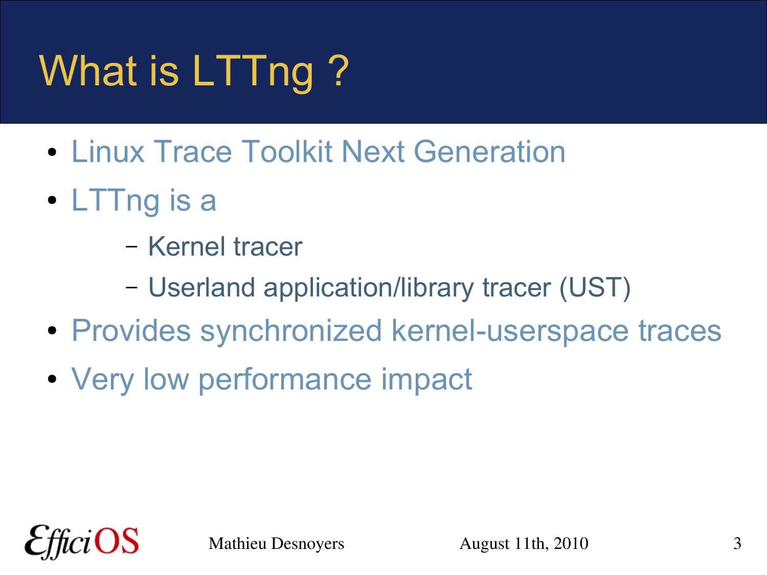# What is LTTng ?

- Linux Trace Toolkit Next Generation
- LTTng is a
  - Kernel tracer
  - Userland application/library tracer (UST)
- Provides synchronized kernel-userspace traces
- Very low performance impact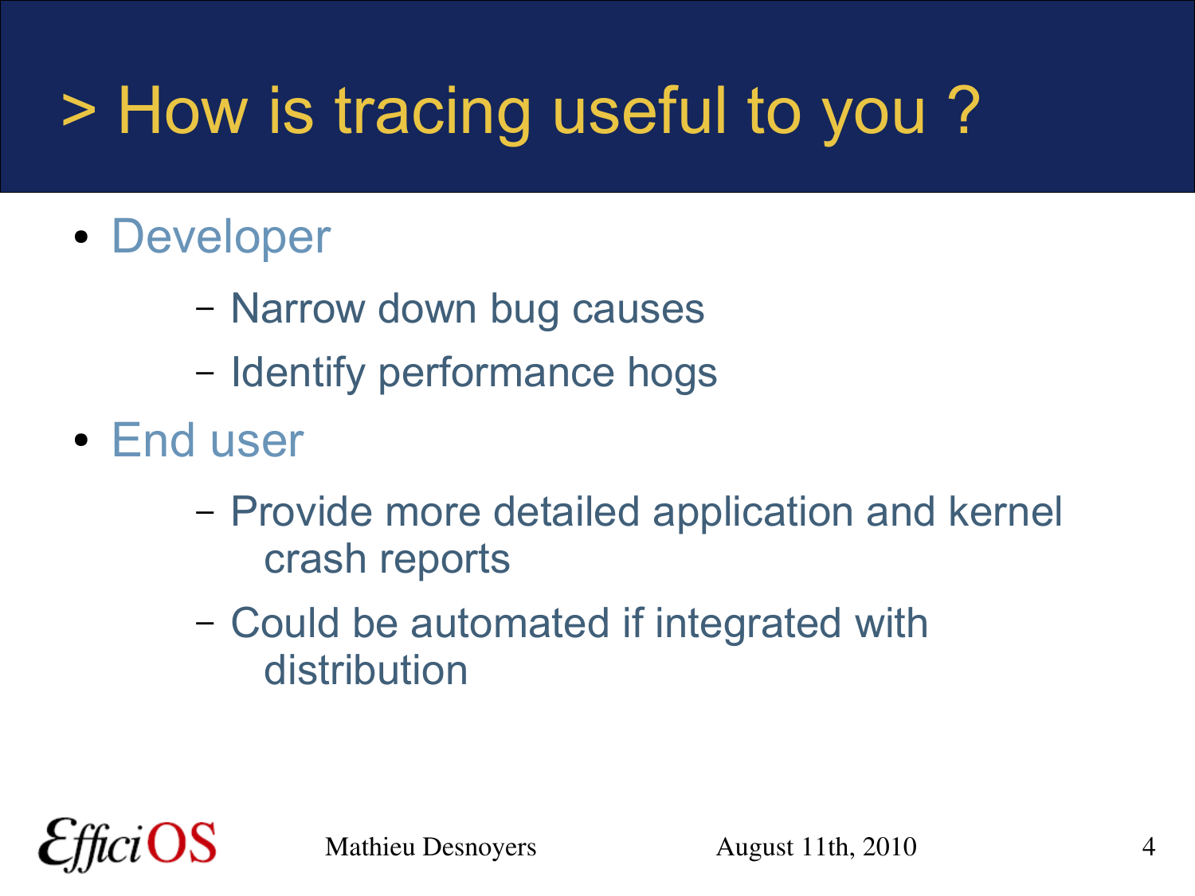# > How is tracing useful to you ?

- Developer
  - Narrow down bug causes
  - Identify performance hogs
- End user
  - Provide more detailed application and kernel crash reports
  - Could be automated if integrated with distribution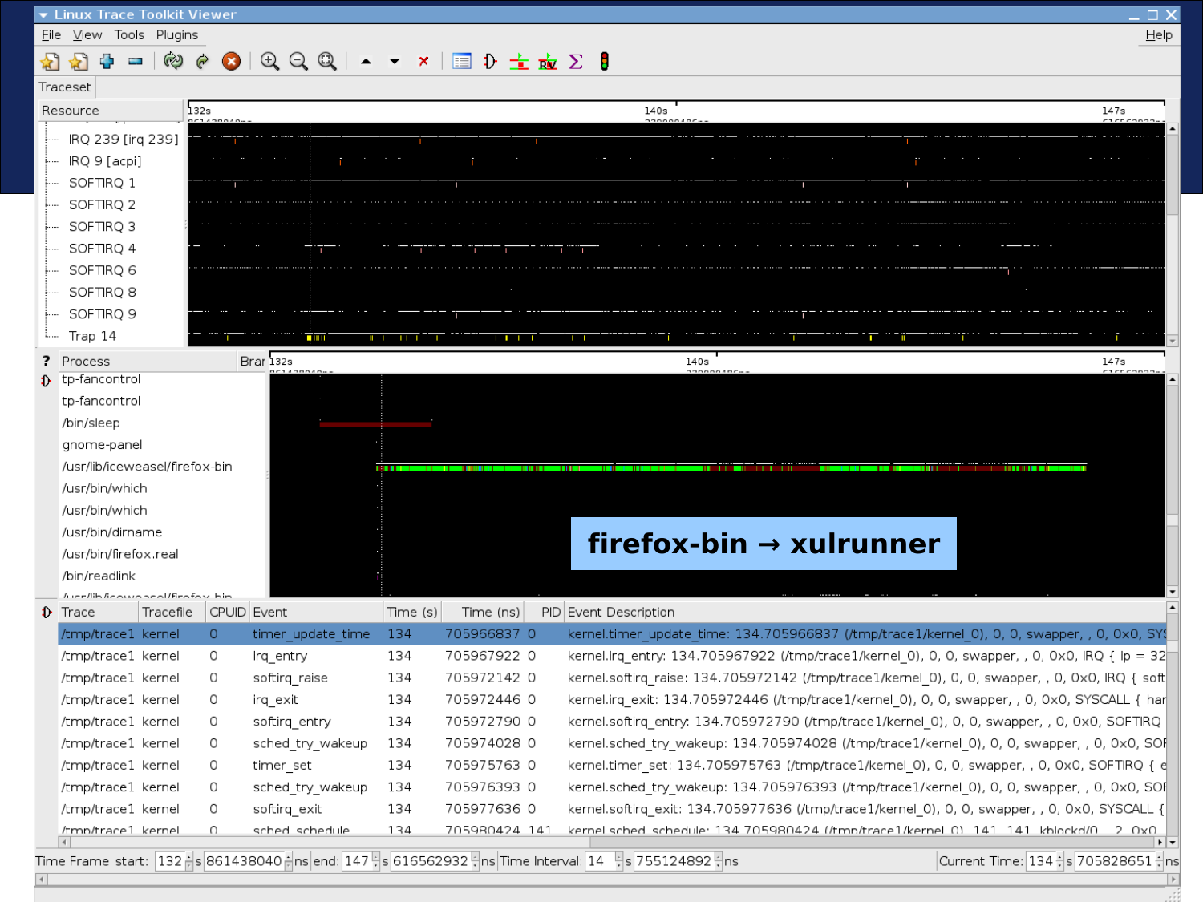**firefox-bin → xulrunner**

| Trace | Tracefile | CPUID | Event | Time (s) | Time (ns) | PID | Event Description |
|---|---|---|---|---|---|---|---|
| /tmp/trace1 | kernel | 0 | timer_update_time | 134 | 705966837 | 0 | kernel.timer_update_time: 134.705966837 (/tmp/trace1/kernel_0), 0, 0, swapper, , 0, 0x0, SYS |
| /tmp/trace1 | kernel | 0 | irq_entry | 134 | 705967922 | 0 | kernel.irq_entry: 134.705967922 (/tmp/trace1/kernel_0), 0, 0, swapper, , 0, 0x0, IRQ { ip = 32 |
| /tmp/trace1 | kernel | 0 | softirq_raise | 134 | 705972142 | 0 | kernel.softirq_raise: 134.705972142 (/tmp/trace1/kernel_0), 0, 0, swapper, , 0, 0x0, IRQ { soft |
| /tmp/trace1 | kernel | 0 | irq_exit | 134 | 705972446 | 0 | kernel.irq_exit: 134.705972446 (/tmp/trace1/kernel_0), 0, 0, swapper, , 0, 0x0, SYSCALL { har |
| /tmp/trace1 | kernel | 0 | softirq_entry | 134 | 705972790 | 0 | kernel.softirq_entry: 134.705972790 (/tmp/trace1/kernel_0), 0, 0, swapper, , 0, 0x0, SOFTIRQ |
| /tmp/trace1 | kernel | 0 | sched_try_wakeup | 134 | 705974028 | 0 | kernel.sched_try_wakeup: 134.705974028 (/tmp/trace1/kernel_0), 0, 0, swapper, , 0, 0x0, SOF |
| /tmp/trace1 | kernel | 0 | timer_set | 134 | 705975763 | 0 | kernel.timer_set: 134.705975763 (/tmp/trace1/kernel_0), 0, 0, swapper, , 0, 0x0, SOFTIRQ { e |
| /tmp/trace1 | kernel | 0 | sched_try_wakeup | 134 | 705976393 | 0 | kernel.sched_try_wakeup: 134.705976393 (/tmp/trace1/kernel_0), 0, 0, swapper, , 0, 0x0, SOF |
| /tmp/trace1 | kernel | 0 | softirq_exit | 134 | 705977636 | 0 | kernel.softirq_exit: 134.705977636 (/tmp/trace1/kernel_0), 0, 0, swapper, , 0, 0x0, SYSCALL { |
| /tmp/trace1 | kernel | 0 | sched_schedule | 134 | 705980424 | 141 | kernel.sched_schedule: 134.705980424 (/tmp/trace1/kernel_0), 141, 141, kblockd/0, , 2, 0x0, |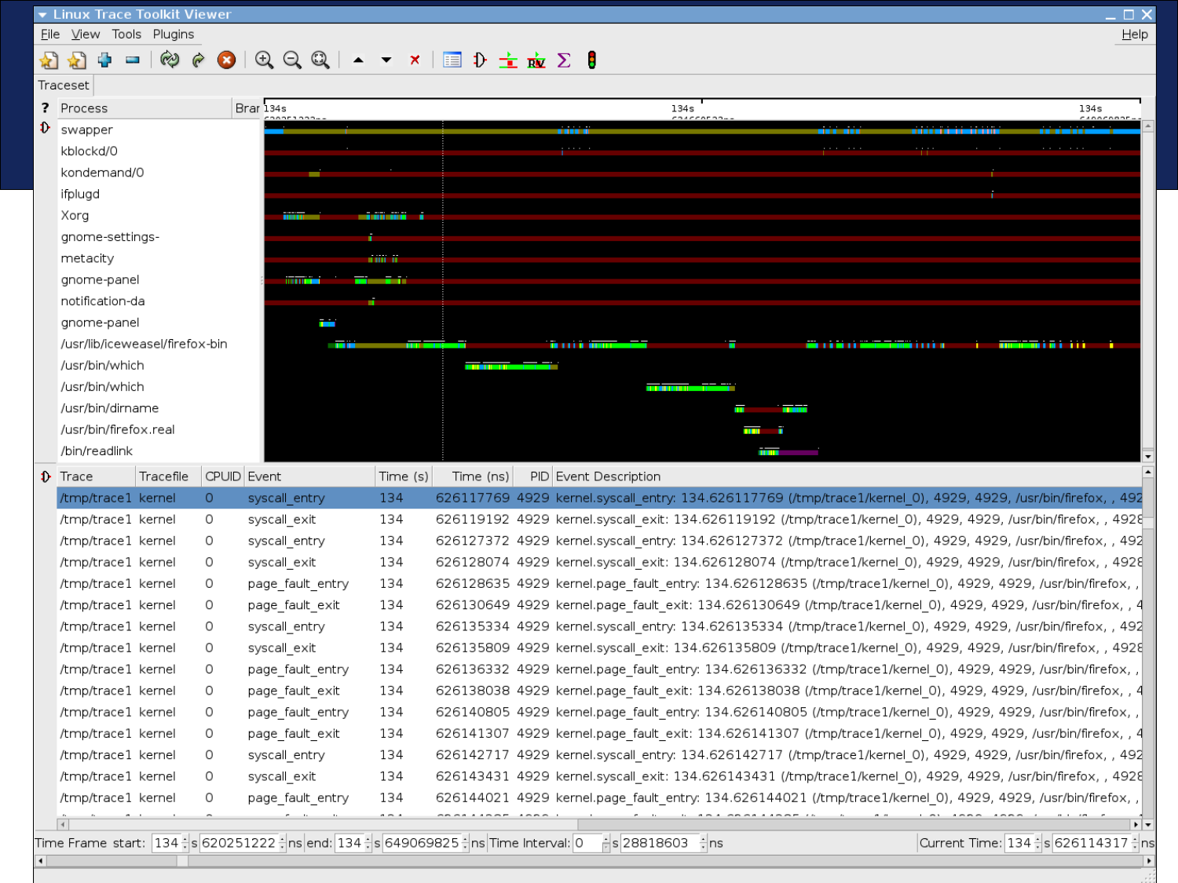Linux Trace Toolkit Viewer

File View Tools Plugins Help

Traceset

| Process | Brar |
| --- | --- |
| swapper | |
| kblockd/0 | |
| kondemand/0 | |
| ifplugd | |
| Xorg | |
| gnome-settings- | |
| metacity | |
| gnome-panel | |
| notification-da | |
| gnome-panel | |
| /usr/lib/iceweasel/firefox-bin | |
| /usr/bin/which | |
| /usr/bin/which | |
| /usr/bin/dirname | |
| /usr/bin/firefox.real | |
| /bin/readlink | |

134s 134s 134s

| Trace | Tracefile | CPUID | Event | Time (s) | Time (ns) | PID | Event Description |
| --- | --- | --- | --- | --- | --- | --- | --- |
| /tmp/trace1 | kernel | 0 | syscall_entry | 134 | 626117769 | 4929 | kernel.syscall_entry: 134.626117769 (/tmp/trace1/kernel_0), 4929, 4929, /usr/bin/firefox, , 492 |
| /tmp/trace1 | kernel | 0 | syscall_exit | 134 | 626119192 | 4929 | kernel.syscall_exit: 134.626119192 (/tmp/trace1/kernel_0), 4929, 4929, /usr/bin/firefox, , 4928 |
| /tmp/trace1 | kernel | 0 | syscall_entry | 134 | 626127372 | 4929 | kernel.syscall_entry: 134.626127372 (/tmp/trace1/kernel_0), 4929, 4929, /usr/bin/firefox, , 492 |
| /tmp/trace1 | kernel | 0 | syscall_exit | 134 | 626128074 | 4929 | kernel.syscall_exit: 134.626128074 (/tmp/trace1/kernel_0), 4929, 4929, /usr/bin/firefox, , 4928 |
| /tmp/trace1 | kernel | 0 | page_fault_entry | 134 | 626128635 | 4929 | kernel.page_fault_entry: 134.626128635 (/tmp/trace1/kernel_0), 4929, 4929, /usr/bin/firefox, , |
| /tmp/trace1 | kernel | 0 | page_fault_exit | 134 | 626130649 | 4929 | kernel.page_fault_exit: 134.626130649 (/tmp/trace1/kernel_0), 4929, 4929, /usr/bin/firefox, , 4 |
| /tmp/trace1 | kernel | 0 | syscall_entry | 134 | 626135334 | 4929 | kernel.syscall_entry: 134.626135334 (/tmp/trace1/kernel_0), 4929, 4929, /usr/bin/firefox, , 492 |
| /tmp/trace1 | kernel | 0 | syscall_exit | 134 | 626135809 | 4929 | kernel.syscall_exit: 134.626135809 (/tmp/trace1/kernel_0), 4929, 4929, /usr/bin/firefox, , 4928 |
| /tmp/trace1 | kernel | 0 | page_fault_entry | 134 | 626136332 | 4929 | kernel.page_fault_entry: 134.626136332 (/tmp/trace1/kernel_0), 4929, 4929, /usr/bin/firefox, , |
| /tmp/trace1 | kernel | 0 | page_fault_exit | 134 | 626138038 | 4929 | kernel.page_fault_exit: 134.626138038 (/tmp/trace1/kernel_0), 4929, 4929, /usr/bin/firefox, , 4 |
| /tmp/trace1 | kernel | 0 | page_fault_entry | 134 | 626140805 | 4929 | kernel.page_fault_entry: 134.626140805 (/tmp/trace1/kernel_0), 4929, 4929, /usr/bin/firefox, , |
| /tmp/trace1 | kernel | 0 | page_fault_exit | 134 | 626141307 | 4929 | kernel.page_fault_exit: 134.626141307 (/tmp/trace1/kernel_0), 4929, 4929, /usr/bin/firefox, , 4 |
| /tmp/trace1 | kernel | 0 | syscall_entry | 134 | 626142717 | 4929 | kernel.syscall_entry: 134.626142717 (/tmp/trace1/kernel_0), 4929, 4929, /usr/bin/firefox, , 492 |
| /tmp/trace1 | kernel | 0 | syscall_exit | 134 | 626143431 | 4929 | kernel.syscall_exit: 134.626143431 (/tmp/trace1/kernel_0), 4929, 4929, /usr/bin/firefox, , 4928 |
| /tmp/trace1 | kernel | 0 | page_fault_entry | 134 | 626144021 | 4929 | kernel.page_fault_entry: 134.626144021 (/tmp/trace1/kernel_0), 4929, 4929, /usr/bin/firefox, , |

Time Frame start: 134 s 620251222 ns end: 134 s 649069825 ns Time Interval: 0 s 28818603 ns Current Time: 134 s 626114317 ns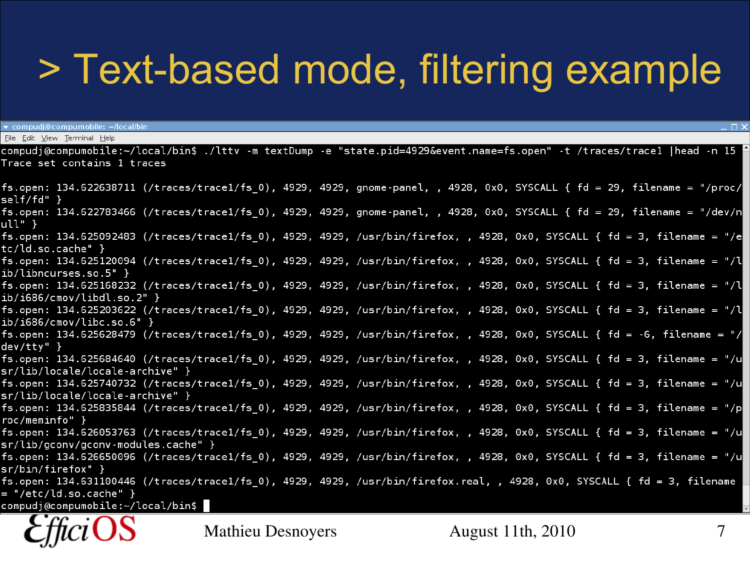# > Text-based mode, filtering example

```
compudj@compumobile:~/local/bin$ ./lttv -m textDump -e "state.pid=4929&event.name=fs.open" -t /traces/trace1 |head -n 15
Trace set contains 1 traces

fs.open: 134.622638711 (/traces/trace1/fs_0), 4929, 4929, gnome-panel, , 4928, 0x0, SYSCALL { fd = 29, filename = "/proc/self/fd" }
fs.open: 134.622783466 (/traces/trace1/fs_0), 4929, 4929, gnome-panel, , 4928, 0x0, SYSCALL { fd = 29, filename = "/dev/null" }
fs.open: 134.625092483 (/traces/trace1/fs_0), 4929, 4929, /usr/bin/firefox, , 4928, 0x0, SYSCALL { fd = 3, filename = "/etc/ld.so.cache" }
fs.open: 134.625120094 (/traces/trace1/fs_0), 4929, 4929, /usr/bin/firefox, , 4928, 0x0, SYSCALL { fd = 3, filename = "/lib/libncurses.so.5" }
fs.open: 134.625168232 (/traces/trace1/fs_0), 4929, 4929, /usr/bin/firefox, , 4928, 0x0, SYSCALL { fd = 3, filename = "/lib/i686/cmov/libdl.so.2" }
fs.open: 134.625203622 (/traces/trace1/fs_0), 4929, 4929, /usr/bin/firefox, , 4928, 0x0, SYSCALL { fd = 3, filename = "/lib/i686/cmov/libc.so.6" }
fs.open: 134.625628479 (/traces/trace1/fs_0), 4929, 4929, /usr/bin/firefox, , 4928, 0x0, SYSCALL { fd = -6, filename = "/dev/tty" }
fs.open: 134.625684640 (/traces/trace1/fs_0), 4929, 4929, /usr/bin/firefox, , 4928, 0x0, SYSCALL { fd = 3, filename = "/usr/lib/locale/locale-archive" }
fs.open: 134.625740732 (/traces/trace1/fs_0), 4929, 4929, /usr/bin/firefox, , 4928, 0x0, SYSCALL { fd = 3, filename = "/usr/lib/locale/locale-archive" }
fs.open: 134.625835844 (/traces/trace1/fs_0), 4929, 4929, /usr/bin/firefox, , 4928, 0x0, SYSCALL { fd = 3, filename = "/proc/meminfo" }
fs.open: 134.626053763 (/traces/trace1/fs_0), 4929, 4929, /usr/bin/firefox, , 4928, 0x0, SYSCALL { fd = 3, filename = "/usr/lib/gconv/gconv-modules.cache" }
fs.open: 134.626650096 (/traces/trace1/fs_0), 4929, 4929, /usr/bin/firefox, , 4928, 0x0, SYSCALL { fd = 3, filename = "/usr/bin/firefox" }
fs.open: 134.631100446 (/traces/trace1/fs_0), 4929, 4929, /usr/bin/firefox.real, , 4928, 0x0, SYSCALL { fd = 3, filename = "/etc/ld.so.cache" }
compudj@compumobile:~/local/bin$
```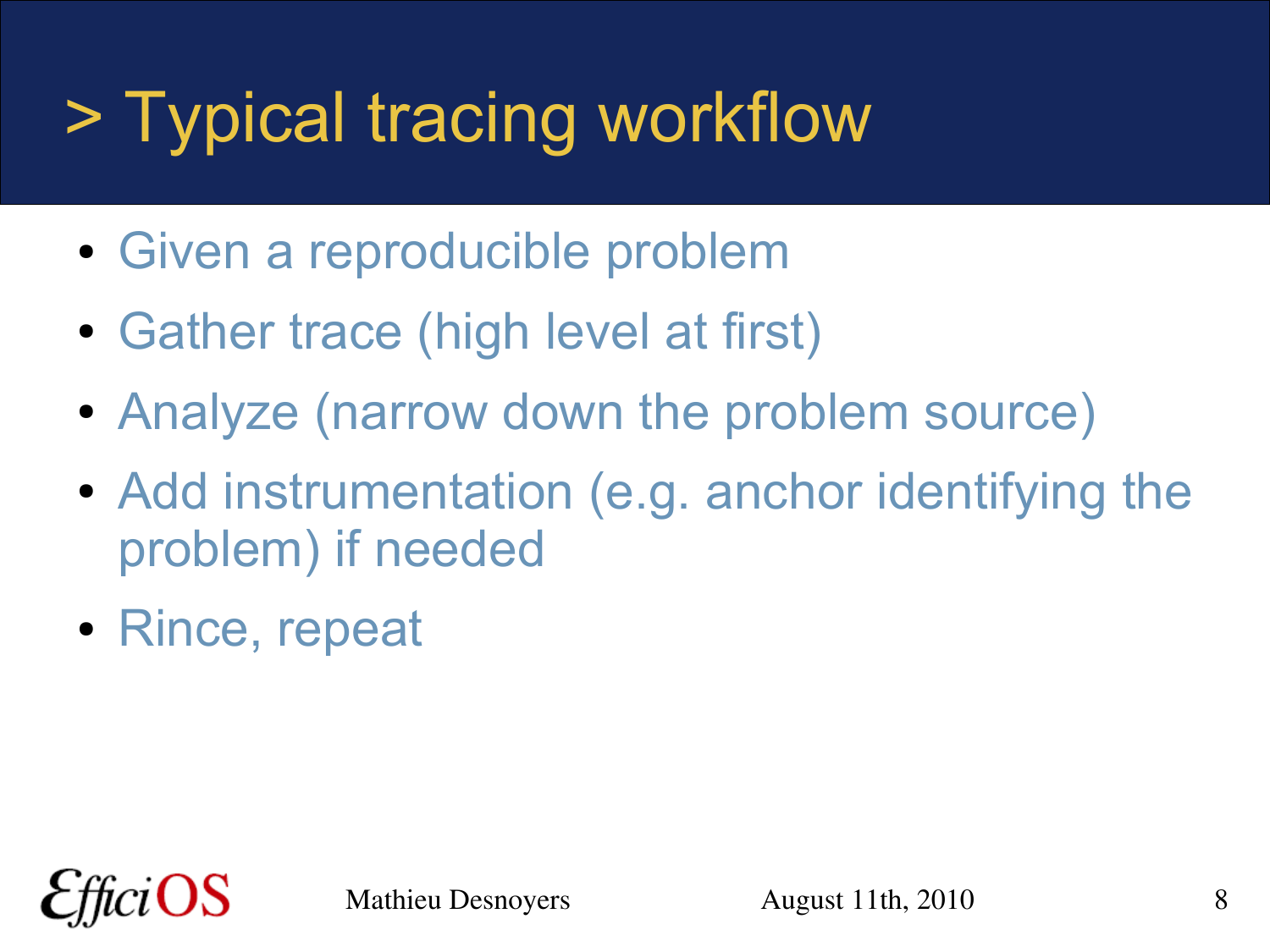# > Typical tracing workflow

- Given a reproducible problem
- Gather trace (high level at first)
- Analyze (narrow down the problem source)
- Add instrumentation (e.g. anchor identifying the problem) if needed
- Rince, repeat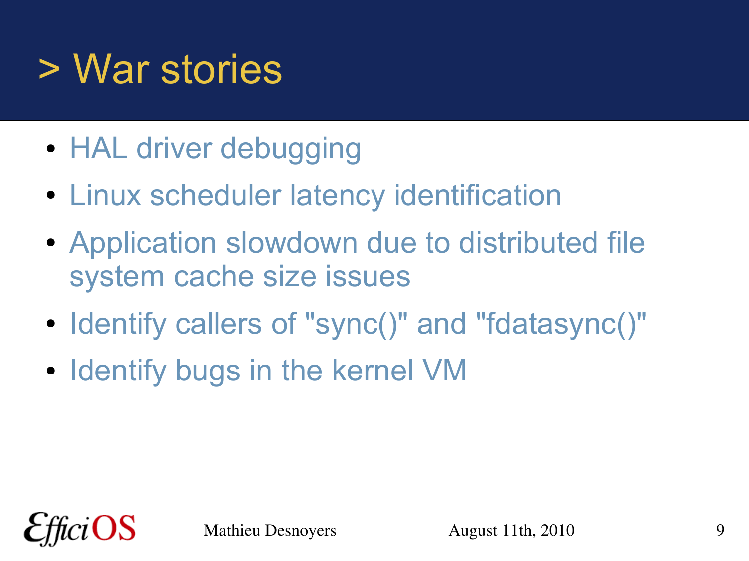# > War stories

- HAL driver debugging
- Linux scheduler latency identification
- Application slowdown due to distributed file system cache size issues
- Identify callers of "sync()" and "fdatasync()"
- Identify bugs in the kernel VM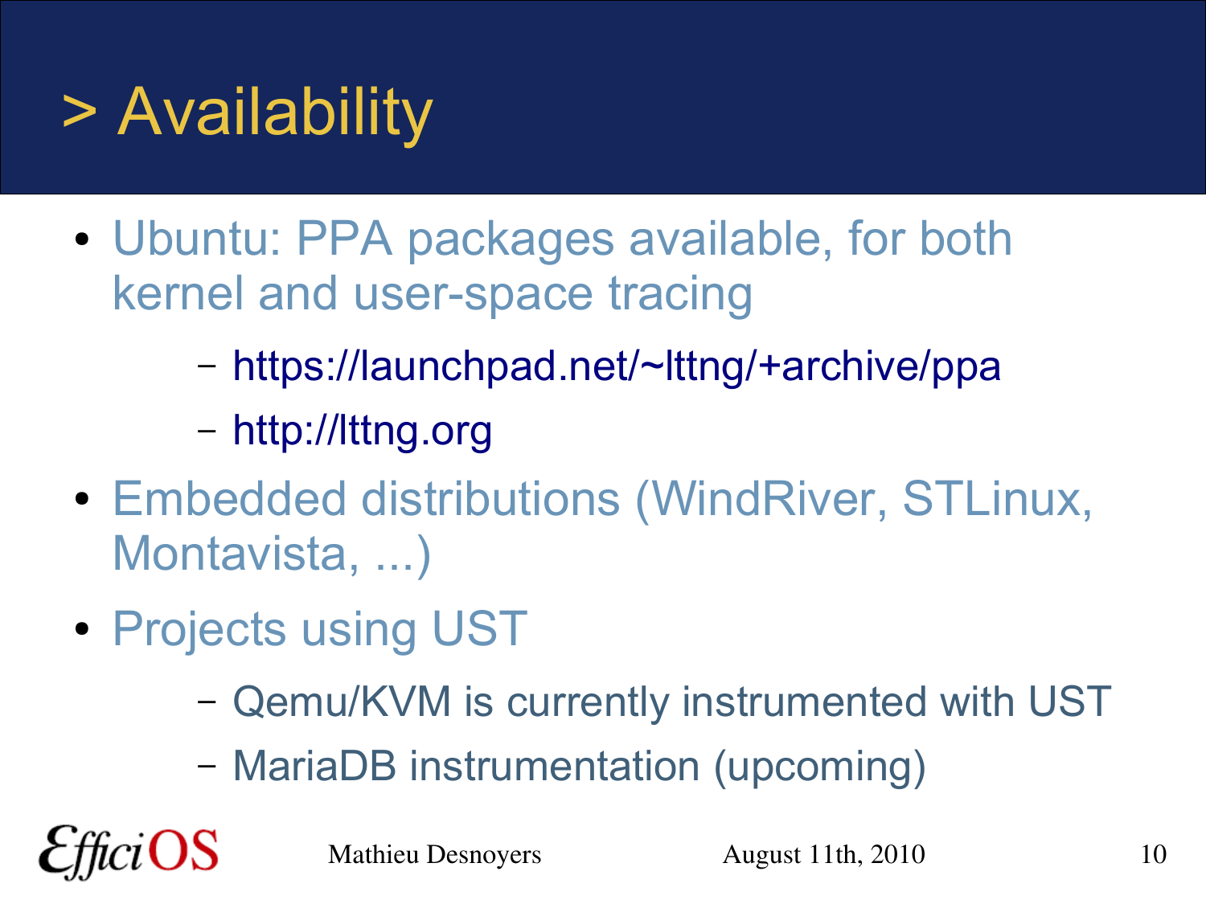# > Availability

- Ubuntu: PPA packages available, for both kernel and user-space tracing
  - https://launchpad.net/~lttng/+archive/ppa
  - http://lttng.org
- Embedded distributions (WindRiver, STLinux, Montavista, ...)
- Projects using UST
  - Qemu/KVM is currently instrumented with UST
  - MariaDB instrumentation (upcoming)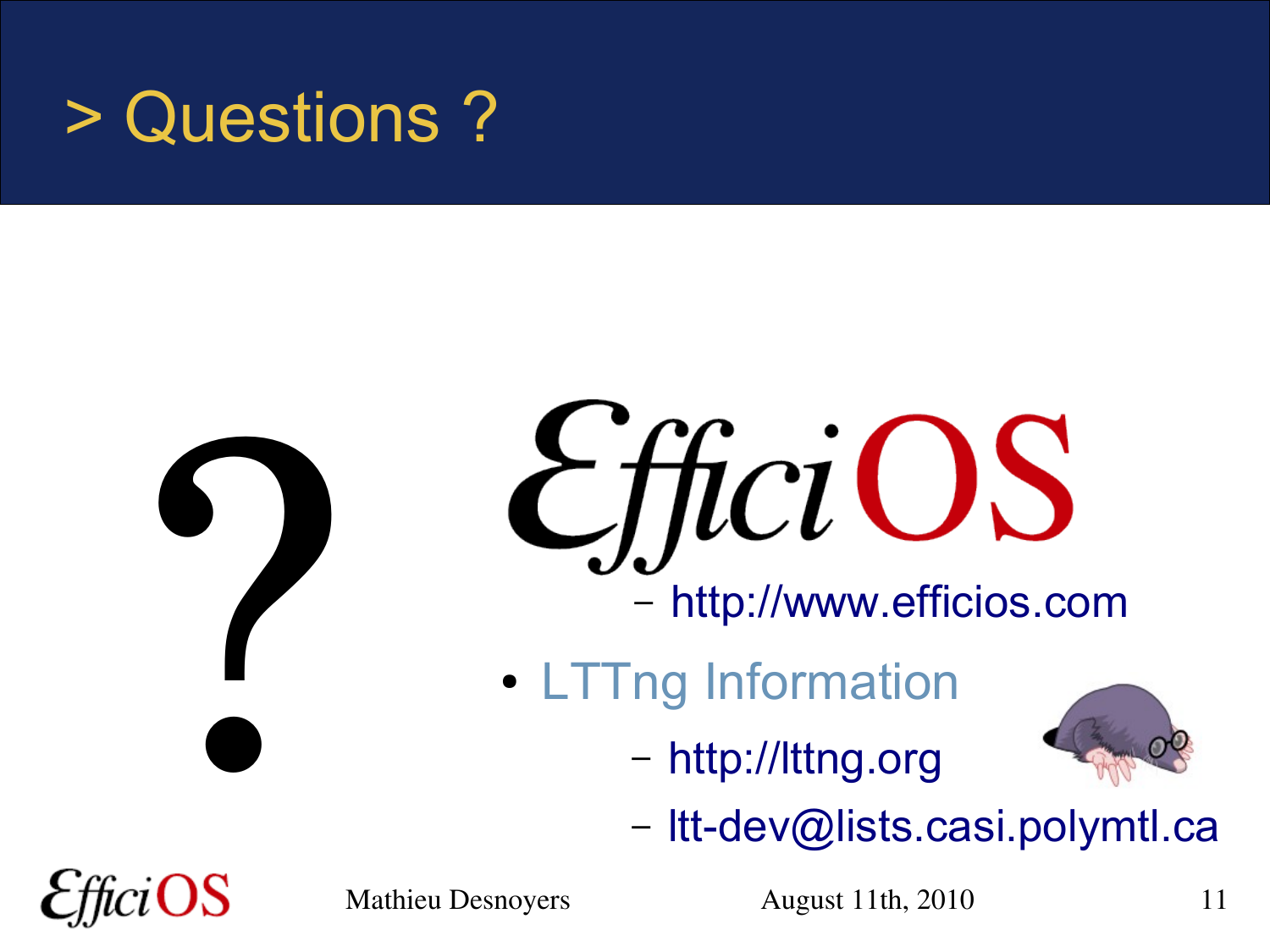# > Questions ?

?

EfficiOS

- http://www.efficios.com

- LTTng Information
  - http://lttng.org
  - ltt-dev@lists.casi.polymtl.ca